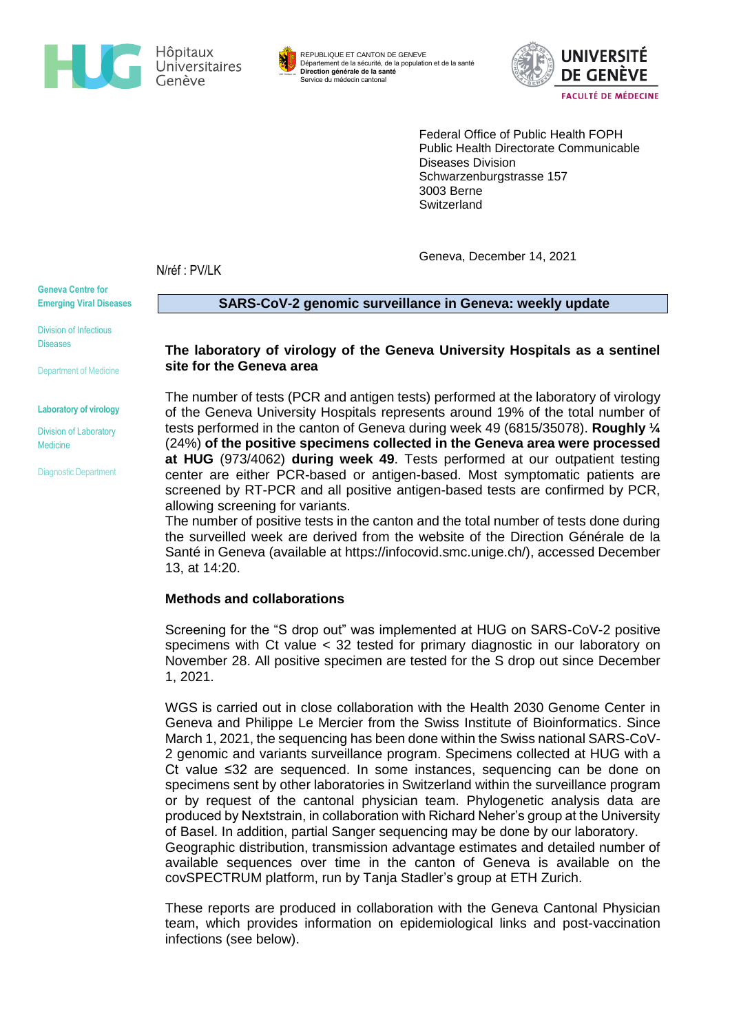Hôpitaux Universitaires Genève

REPUBLIQUE ET CANTON DE GENEVE
Département de la sécurité, de la population et de la santé
**Direction générale de la santé**
Service du médecin cantonal

UNIVERSITÉ DE GENÈVE
FACULTÉ DE MÉDECINE

Federal Office of Public Health FOPH
Public Health Directorate Communicable Diseases Division
Schwarzenburgstrasse 157
3003 Berne
Switzerland

Geneva, December 14, 2021

N/réf : PV/LK

**Geneva Centre for Emerging Viral Diseases**

Division of Infectious Diseases

Department of Medicine

**Laboratory of virology**

Division of Laboratory Medicine

Diagnostic Department

## SARS-CoV-2 genomic surveillance in Geneva: weekly update

### The laboratory of virology of the Geneva University Hospitals as a sentinel site for the Geneva area

The number of tests (PCR and antigen tests) performed at the laboratory of virology of the Geneva University Hospitals represents around 19% of the total number of tests performed in the canton of Geneva during week 49 (6815/35078). **Roughly ¼** (24%) **of the positive specimens collected in the Geneva area were processed at HUG** (973/4062) **during week 49**. Tests performed at our outpatient testing center are either PCR-based or antigen-based. Most symptomatic patients are screened by RT-PCR and all positive antigen-based tests are confirmed by PCR, allowing screening for variants.
The number of positive tests in the canton and the total number of tests done during the surveilled week are derived from the website of the Direction Générale de la Santé in Geneva (available at https://infocovid.smc.unige.ch/), accessed December 13, at 14:20.

### Methods and collaborations

Screening for the "S drop out" was implemented at HUG on SARS-CoV-2 positive specimens with Ct value < 32 tested for primary diagnostic in our laboratory on November 28. All positive specimen are tested for the S drop out since December 1, 2021.

WGS is carried out in close collaboration with the Health 2030 Genome Center in Geneva and Philippe Le Mercier from the Swiss Institute of Bioinformatics. Since March 1, 2021, the sequencing has been done within the Swiss national SARS-CoV-2 genomic and variants surveillance program. Specimens collected at HUG with a Ct value ≤32 are sequenced. In some instances, sequencing can be done on specimens sent by other laboratories in Switzerland within the surveillance program or by request of the cantonal physician team. Phylogenetic analysis data are produced by Nextstrain, in collaboration with Richard Neher's group at the University of Basel. In addition, partial Sanger sequencing may be done by our laboratory.
Geographic distribution, transmission advantage estimates and detailed number of available sequences over time in the canton of Geneva is available on the covSPECTRUM platform, run by Tanja Stadler's group at ETH Zurich.

These reports are produced in collaboration with the Geneva Cantonal Physician team, which provides information on epidemiological links and post-vaccination infections (see below).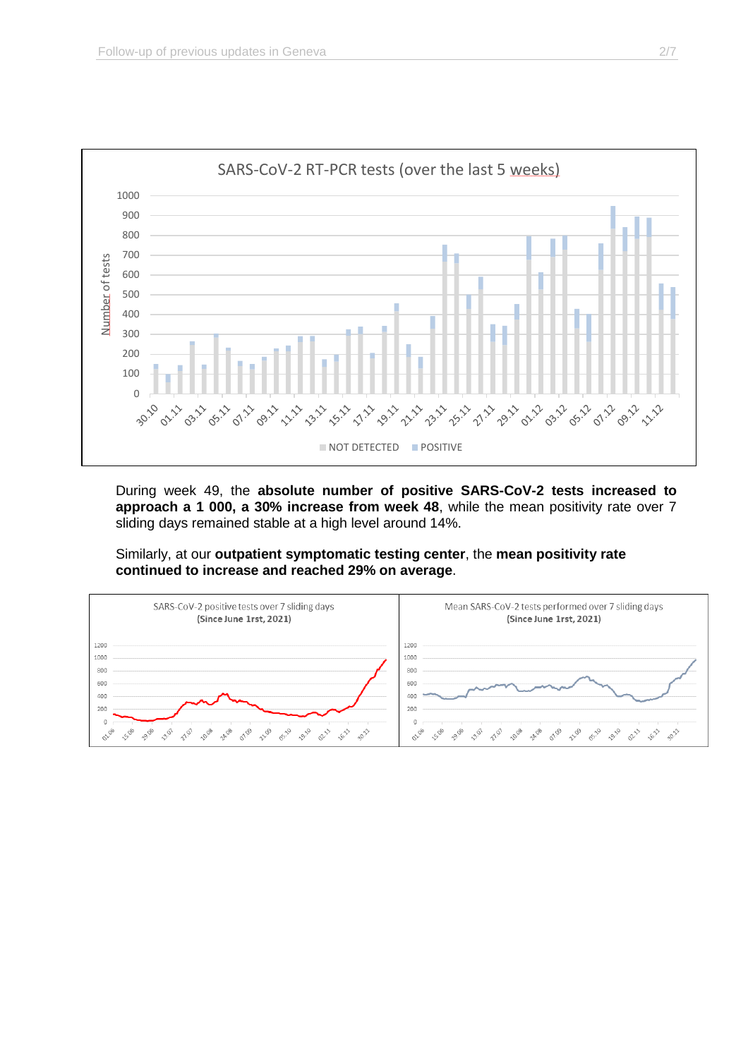During week 49, the **absolute number of positive SARS-CoV-2 tests increased to approach a 1 000, a 30% increase from week 48**, while the mean positivity rate over 7 sliding days remained stable at a high level around 14%.

Similarly, at our **outpatient symptomatic testing center**, the **mean positivity rate continued to increase and reached 29% on average**.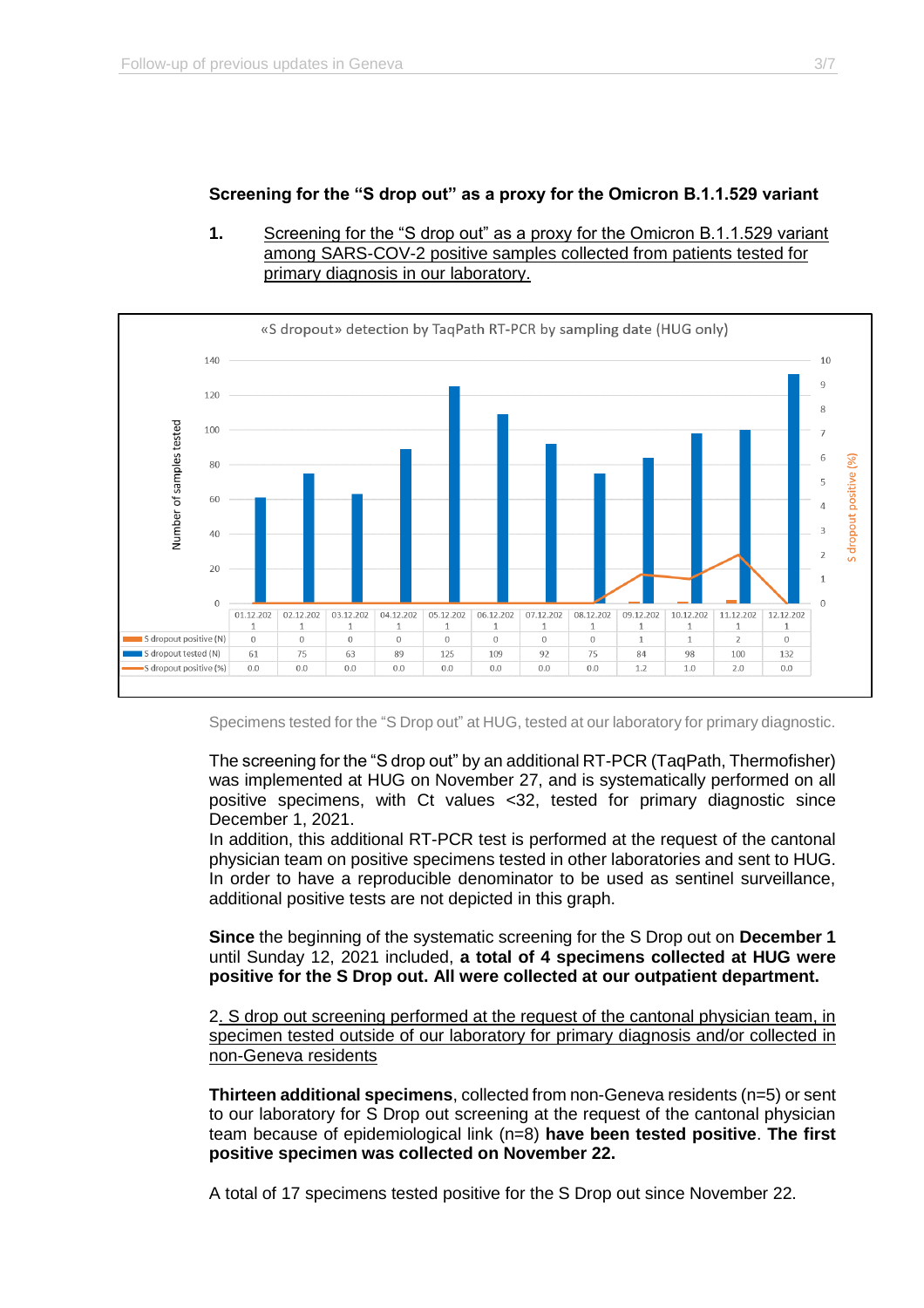**Screening for the "S drop out" as a proxy for the Omicron B.1.1.529 variant**

**1.** Screening for the "S drop out" as a proxy for the Omicron B.1.1.529 variant among SARS-COV-2 positive samples collected from patients tested for primary diagnosis in our laboratory.

«S dropout» detection by TaqPath RT-PCR by sampling date (HUG only)

| | 01.12.2021 | 02.12.2021 | 03.12.2021 | 04.12.2021 | 05.12.2021 | 06.12.2021 | 07.12.2021 | 08.12.2021 | 09.12.2021 | 10.12.2021 | 11.12.2021 | 12.12.2021 |
|---|---|---|---|---|---|---|---|---|---|---|---|---|
| S dropout positive (N) | 0 | 0 | 0 | 0 | 0 | 0 | 0 | 0 | 1 | 1 | 2 | 0 |
| S dropout tested (N) | 61 | 75 | 63 | 89 | 125 | 109 | 92 | 75 | 84 | 98 | 100 | 132 |
| S dropout positive (%) | 0.0 | 0.0 | 0.0 | 0.0 | 0.0 | 0.0 | 0.0 | 0.0 | 1.2 | 1.0 | 2.0 | 0.0 |

Specimens tested for the "S Drop out" at HUG, tested at our laboratory for primary diagnostic.

The screening for the "S drop out" by an additional RT-PCR (TaqPath, Thermofisher) was implemented at HUG on November 27, and is systematically performed on all positive specimens, with Ct values <32, tested for primary diagnostic since December 1, 2021.
In addition, this additional RT-PCR test is performed at the request of the cantonal physician team on positive specimens tested in other laboratories and sent to HUG. In order to have a reproducible denominator to be used as sentinel surveillance, additional positive tests are not depicted in this graph.

**Since** the beginning of the systematic screening for the S Drop out on **December 1** until Sunday 12, 2021 included, **a total of 4 specimens collected at HUG were positive for the S Drop out. All were collected at our outpatient department.**

2. S drop out screening performed at the request of the cantonal physician team, in specimen tested outside of our laboratory for primary diagnosis and/or collected in non-Geneva residents

**Thirteen additional specimens**, collected from non-Geneva residents (n=5) or sent to our laboratory for S Drop out screening at the request of the cantonal physician team because of epidemiological link (n=8) **have been tested positive**. **The first positive specimen was collected on November 22.**

A total of 17 specimens tested positive for the S Drop out since November 22.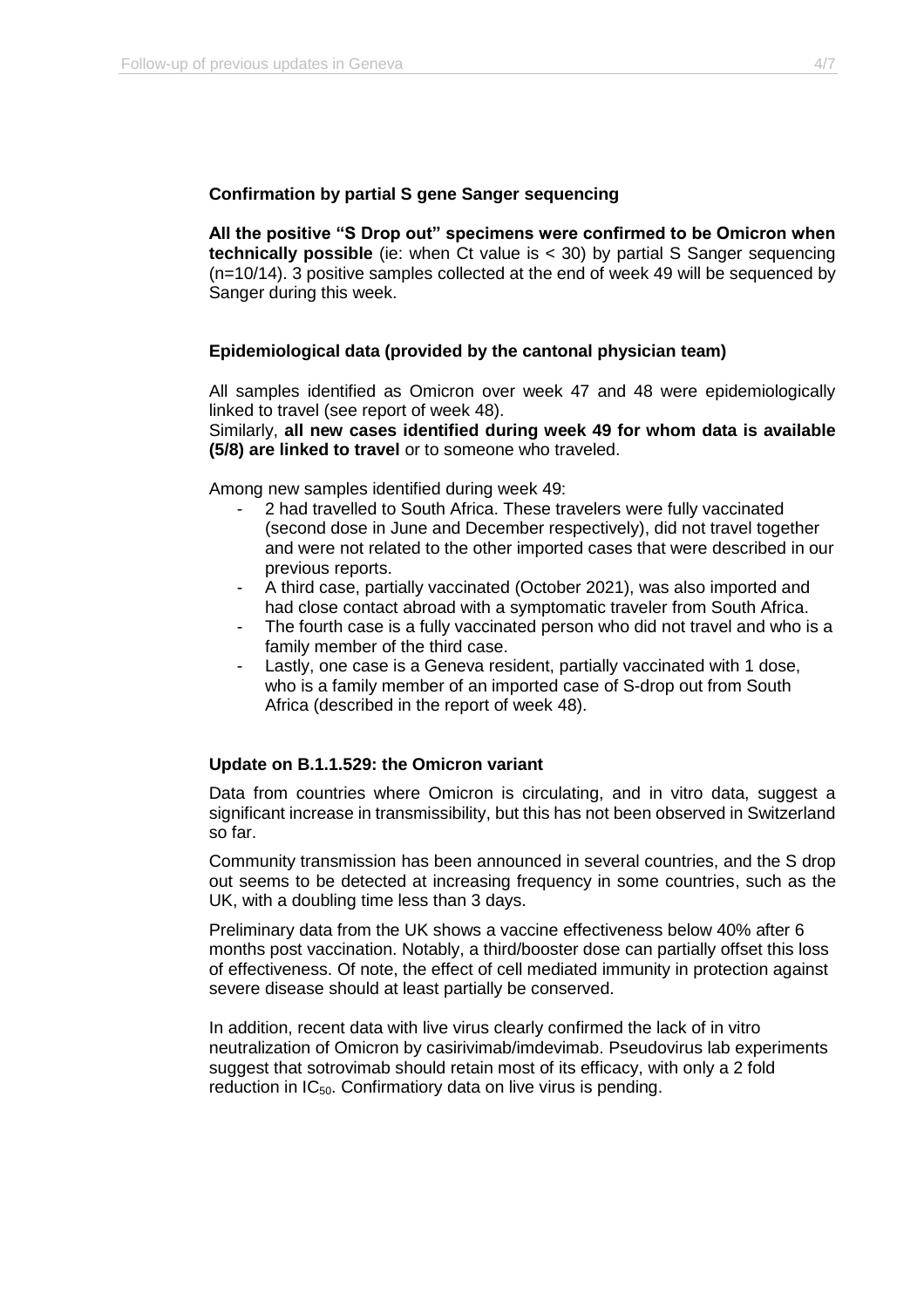### Confirmation by partial S gene Sanger sequencing

**All the positive "S Drop out" specimens were confirmed to be Omicron when technically possible** (ie: when Ct value is < 30) by partial S Sanger sequencing (n=10/14). 3 positive samples collected at the end of week 49 will be sequenced by Sanger during this week.

### Epidemiological data (provided by the cantonal physician team)

All samples identified as Omicron over week 47 and 48 were epidemiologically linked to travel (see report of week 48).
Similarly, **all new cases identified during week 49 for whom data is available (5/8) are linked to travel** or to someone who traveled.

Among new samples identified during week 49:

- 2 had travelled to South Africa. These travelers were fully vaccinated (second dose in June and December respectively), did not travel together and were not related to the other imported cases that were described in our previous reports.
- A third case, partially vaccinated (October 2021), was also imported and had close contact abroad with a symptomatic traveler from South Africa.
- The fourth case is a fully vaccinated person who did not travel and who is a family member of the third case.
- Lastly, one case is a Geneva resident, partially vaccinated with 1 dose, who is a family member of an imported case of S-drop out from South Africa (described in the report of week 48).

### Update on B.1.1.529: the Omicron variant

Data from countries where Omicron is circulating, and in vitro data, suggest a significant increase in transmissibility, but this has not been observed in Switzerland so far.

Community transmission has been announced in several countries, and the S drop out seems to be detected at increasing frequency in some countries, such as the UK, with a doubling time less than 3 days.

Preliminary data from the UK shows a vaccine effectiveness below 40% after 6 months post vaccination. Notably, a third/booster dose can partially offset this loss of effectiveness. Of note, the effect of cell mediated immunity in protection against severe disease should at least partially be conserved.

In addition, recent data with live virus clearly confirmed the lack of in vitro neutralization of Omicron by casirivimab/imdevimab. Pseudovirus lab experiments suggest that sotrovimab should retain most of its efficacy, with only a 2 fold reduction in $IC_{50}$. Confirmatiory data on live virus is pending.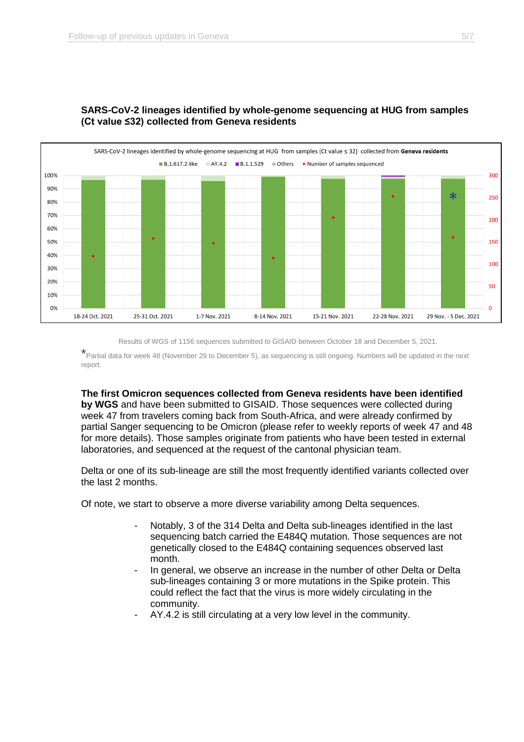**SARS-CoV-2 lineages identified by whole-genome sequencing at HUG from samples (Ct value ≤32) collected from Geneva residents**

Results of WGS of 1156 sequences submitted to GISAID between October 18 and December 5, 2021.

*Partial data for week 48 (November 29 to December 5), as sequencing is still ongoing. Numbers will be updated in the next report.

**The first Omicron sequences collected from Geneva residents have been identified by WGS** and have been submitted to GISAID. Those sequences were collected during week 47 from travelers coming back from South-Africa, and were already confirmed by partial Sanger sequencing to be Omicron (please refer to weekly reports of week 47 and 48 for more details). Those samples originate from patients who have been tested in external laboratories, and sequenced at the request of the cantonal physician team.

Delta or one of its sub-lineage are still the most frequently identified variants collected over the last 2 months.

Of note, we start to observe a more diverse variability among Delta sequences.

- Notably, 3 of the 314 Delta and Delta sub-lineages identified in the last sequencing batch carried the E484Q mutation. Those sequences are not genetically closed to the E484Q containing sequences observed last month.
- In general, we observe an increase in the number of other Delta or Delta sub-lineages containing 3 or more mutations in the Spike protein. This could reflect the fact that the virus is more widely circulating in the community.
- AY.4.2 is still circulating at a very low level in the community.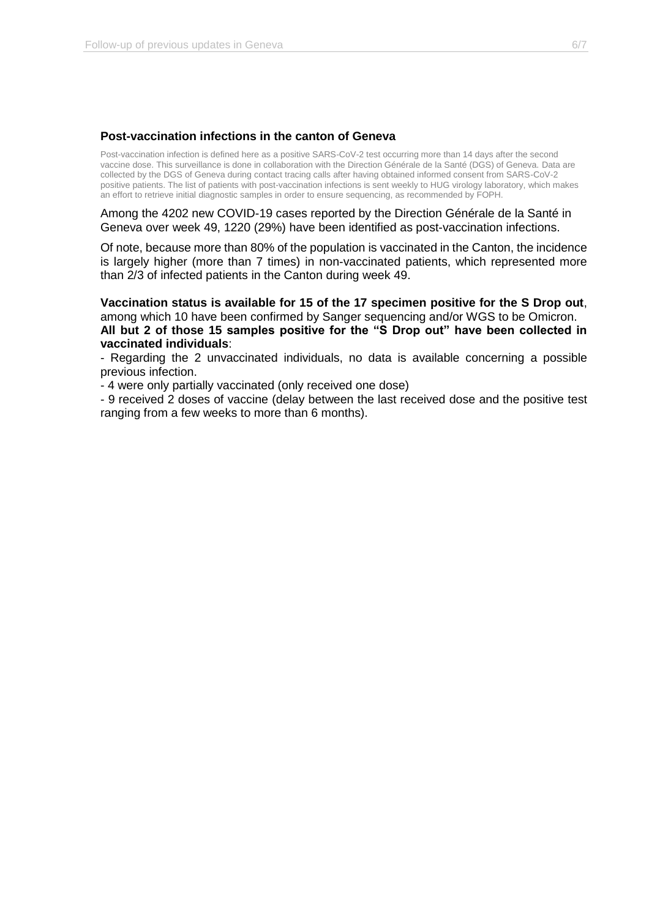### Post-vaccination infections in the canton of Geneva

Post-vaccination infection is defined here as a positive SARS-CoV-2 test occurring more than 14 days after the second vaccine dose. This surveillance is done in collaboration with the Direction Générale de la Santé (DGS) of Geneva. Data are collected by the DGS of Geneva during contact tracing calls after having obtained informed consent from SARS-CoV-2 positive patients. The list of patients with post-vaccination infections is sent weekly to HUG virology laboratory, which makes an effort to retrieve initial diagnostic samples in order to ensure sequencing, as recommended by FOPH.

Among the 4202 new COVID-19 cases reported by the Direction Générale de la Santé in Geneva over week 49, 1220 (29%) have been identified as post-vaccination infections.

Of note, because more than 80% of the population is vaccinated in the Canton, the incidence is largely higher (more than 7 times) in non-vaccinated patients, which represented more than 2/3 of infected patients in the Canton during week 49.

**Vaccination status is available for 15 of the 17 specimen positive for the S Drop out**, among which 10 have been confirmed by Sanger sequencing and/or WGS to be Omicron.
**All but 2 of those 15 samples positive for the "S Drop out" have been collected in vaccinated individuals**:

- Regarding the 2 unvaccinated individuals, no data is available concerning a possible previous infection.
- 4 were only partially vaccinated (only received one dose)
- 9 received 2 doses of vaccine (delay between the last received dose and the positive test ranging from a few weeks to more than 6 months).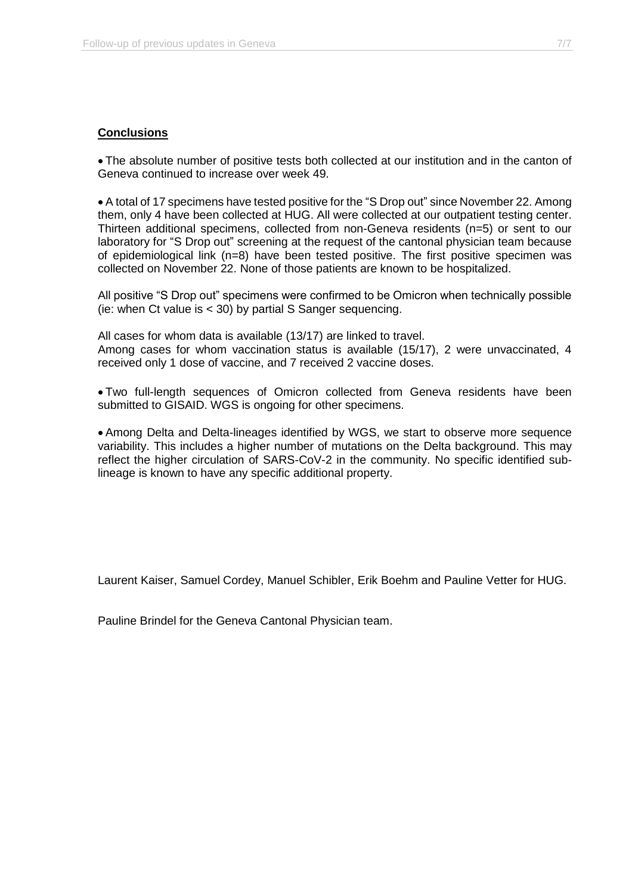**Conclusions**

- The absolute number of positive tests both collected at our institution and in the canton of Geneva continued to increase over week 49.

- A total of 17 specimens have tested positive for the "S Drop out" since November 22. Among them, only 4 have been collected at HUG. All were collected at our outpatient testing center. Thirteen additional specimens, collected from non-Geneva residents (n=5) or sent to our laboratory for "S Drop out" screening at the request of the cantonal physician team because of epidemiological link (n=8) have been tested positive. The first positive specimen was collected on November 22. None of those patients are known to be hospitalized.

All positive "S Drop out" specimens were confirmed to be Omicron when technically possible (ie: when Ct value is < 30) by partial S Sanger sequencing.

All cases for whom data is available (13/17) are linked to travel.
Among cases for whom vaccination status is available (15/17), 2 were unvaccinated, 4 received only 1 dose of vaccine, and 7 received 2 vaccine doses.

- Two full-length sequences of Omicron collected from Geneva residents have been submitted to GISAID. WGS is ongoing for other specimens.

- Among Delta and Delta-lineages identified by WGS, we start to observe more sequence variability. This includes a higher number of mutations on the Delta background. This may reflect the higher circulation of SARS-CoV-2 in the community. No specific identified sub-lineage is known to have any specific additional property.

Laurent Kaiser, Samuel Cordey, Manuel Schibler, Erik Boehm and Pauline Vetter for HUG.

Pauline Brindel for the Geneva Cantonal Physician team.